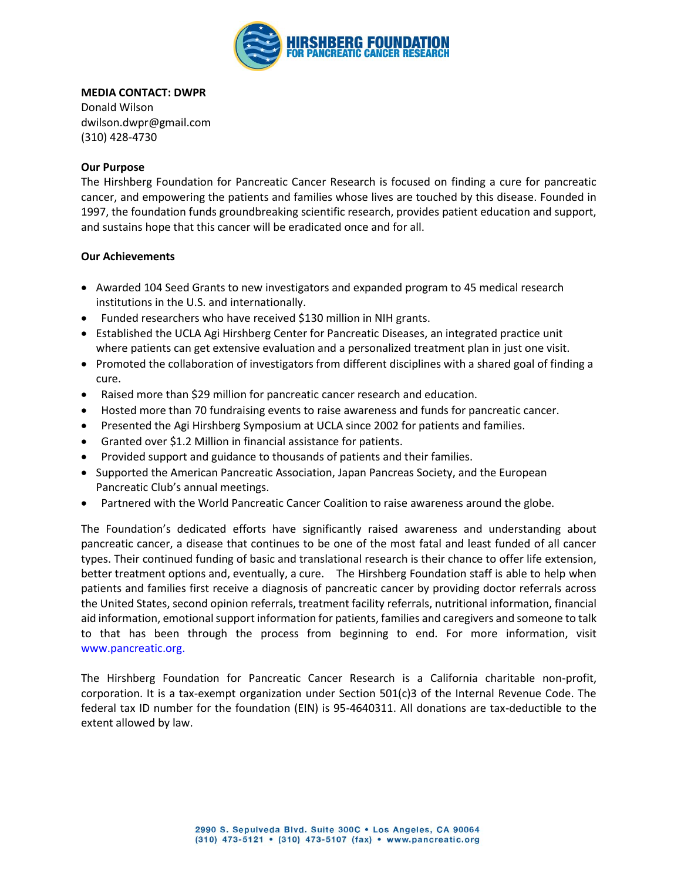HIRSHBERG FOUNDATION FOR PANCREATIC CANCER RESEARCH

**MEDIA CONTACT: DWPR**
Donald Wilson
dwilson.dwpr@gmail.com
(310) 428-4730

**Our Purpose**

The Hirshberg Foundation for Pancreatic Cancer Research is focused on finding a cure for pancreatic cancer, and empowering the patients and families whose lives are touched by this disease. Founded in 1997, the foundation funds groundbreaking scientific research, provides patient education and support, and sustains hope that this cancer will be eradicated once and for all.

**Our Achievements**

- Awarded 104 Seed Grants to new investigators and expanded program to 45 medical research institutions in the U.S. and internationally.
- Funded researchers who have received $130 million in NIH grants.
- Established the UCLA Agi Hirshberg Center for Pancreatic Diseases, an integrated practice unit where patients can get extensive evaluation and a personalized treatment plan in just one visit.
- Promoted the collaboration of investigators from different disciplines with a shared goal of finding a cure.
- Raised more than $29 million for pancreatic cancer research and education.
- Hosted more than 70 fundraising events to raise awareness and funds for pancreatic cancer.
- Presented the Agi Hirshberg Symposium at UCLA since 2002 for patients and families.
- Granted over $1.2 Million in financial assistance for patients.
- Provided support and guidance to thousands of patients and their families.
- Supported the American Pancreatic Association, Japan Pancreas Society, and the European Pancreatic Club's annual meetings.
- Partnered with the World Pancreatic Cancer Coalition to raise awareness around the globe.

The Foundation's dedicated efforts have significantly raised awareness and understanding about pancreatic cancer, a disease that continues to be one of the most fatal and least funded of all cancer types. Their continued funding of basic and translational research is their chance to offer life extension, better treatment options and, eventually, a cure. The Hirshberg Foundation staff is able to help when patients and families first receive a diagnosis of pancreatic cancer by providing doctor referrals across the United States, second opinion referrals, treatment facility referrals, nutritional information, financial aid information, emotional support information for patients, families and caregivers and someone to talk to that has been through the process from beginning to end. For more information, visit www.pancreatic.org.

The Hirshberg Foundation for Pancreatic Cancer Research is a California charitable non-profit, corporation. It is a tax-exempt organization under Section 501(c)3 of the Internal Revenue Code. The federal tax ID number for the foundation (EIN) is 95-4640311. All donations are tax-deductible to the extent allowed by law.

2990 S. Sepulveda Blvd. Suite 300C • Los Angeles, CA 90064
(310) 473-5121 • (310) 473-5107 (fax) • www.pancreatic.org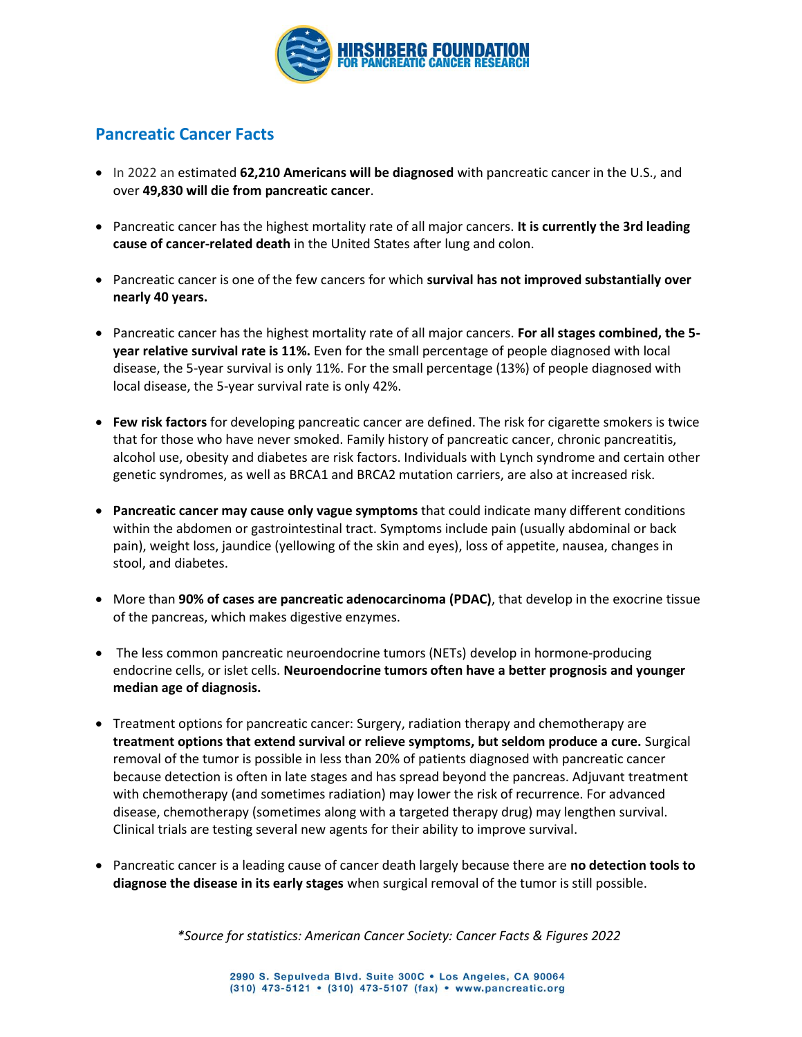## Pancreatic Cancer Facts

- In 2022 an estimated **62,210 Americans will be diagnosed** with pancreatic cancer in the U.S., and over **49,830 will die from pancreatic cancer**.
- Pancreatic cancer has the highest mortality rate of all major cancers. **It is currently the 3rd leading cause of cancer-related death** in the United States after lung and colon.
- Pancreatic cancer is one of the few cancers for which **survival has not improved substantially over nearly 40 years.**
- Pancreatic cancer has the highest mortality rate of all major cancers. **For all stages combined, the 5-year relative survival rate is 11%.** Even for the small percentage of people diagnosed with local disease, the 5-year survival is only 11%. For the small percentage (13%) of people diagnosed with local disease, the 5-year survival rate is only 42%.
- **Few risk factors** for developing pancreatic cancer are defined. The risk for cigarette smokers is twice that for those who have never smoked. Family history of pancreatic cancer, chronic pancreatitis, alcohol use, obesity and diabetes are risk factors. Individuals with Lynch syndrome and certain other genetic syndromes, as well as BRCA1 and BRCA2 mutation carriers, are also at increased risk.
- **Pancreatic cancer may cause only vague symptoms** that could indicate many different conditions within the abdomen or gastrointestinal tract. Symptoms include pain (usually abdominal or back pain), weight loss, jaundice (yellowing of the skin and eyes), loss of appetite, nausea, changes in stool, and diabetes.
- More than **90% of cases are pancreatic adenocarcinoma (PDAC)**, that develop in the exocrine tissue of the pancreas, which makes digestive enzymes.
- The less common pancreatic neuroendocrine tumors (NETs) develop in hormone-producing endocrine cells, or islet cells. **Neuroendocrine tumors often have a better prognosis and younger median age of diagnosis.**
- Treatment options for pancreatic cancer: Surgery, radiation therapy and chemotherapy are **treatment options that extend survival or relieve symptoms, but seldom produce a cure.** Surgical removal of the tumor is possible in less than 20% of patients diagnosed with pancreatic cancer because detection is often in late stages and has spread beyond the pancreas. Adjuvant treatment with chemotherapy (and sometimes radiation) may lower the risk of recurrence. For advanced disease, chemotherapy (sometimes along with a targeted therapy drug) may lengthen survival. Clinical trials are testing several new agents for their ability to improve survival.
- Pancreatic cancer is a leading cause of cancer death largely because there are **no detection tools to diagnose the disease in its early stages** when surgical removal of the tumor is still possible.

*\*Source for statistics: American Cancer Society: Cancer Facts & Figures 2022*

2990 S. Sepulveda Blvd. Suite 300C • Los Angeles, CA 90064
(310) 473-5121 • (310) 473-5107 (fax) • www.pancreatic.org